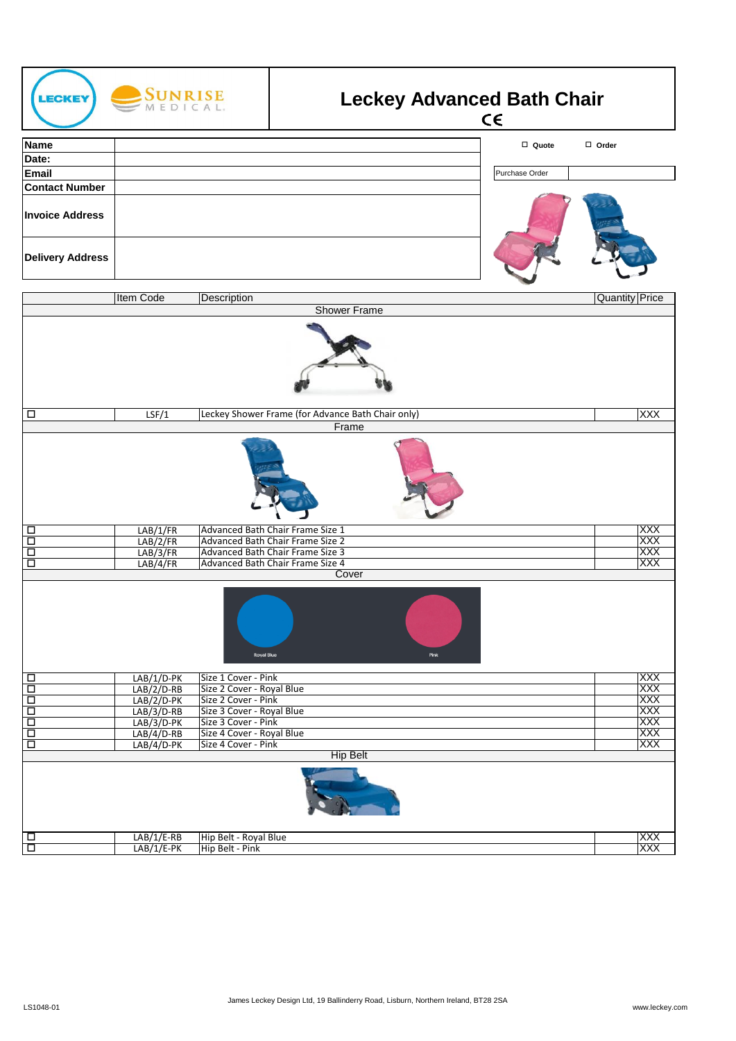# Leckey Advanced Bath Chair

CE

| Name | |
|---|---|
| Date: | |
| Email | |
| Contact Number | |
| Invoice Address | |
| Delivery Address | |

☐ Quote ☐ Order

| Purchase Order | |
|---|---|

| | Item Code | Description | Quantity | Price |
|---|---|---|---|---|
| | | **Shower Frame** | | |
| ☐ | LSF/1 | Leckey Shower Frame (for Advance Bath Chair only) | | XXX |
| | | **Frame** | | |
| ☐ | LAB/1/FR | Advanced Bath Chair Frame Size 1 | | XXX |
| ☐ | LAB/2/FR | Advanced Bath Chair Frame Size 2 | | XXX |
| ☐ | LAB/3/FR | Advanced Bath Chair Frame Size 3 | | XXX |
| ☐ | LAB/4/FR | Advanced Bath Chair Frame Size 4 | | XXX |
| | | **Cover** | | |
| ☐ | LAB/1/D-PK | Size 1 Cover - Pink | | XXX |
| ☐ | LAB/2/D-RB | Size 2 Cover - Royal Blue | | XXX |
| ☐ | LAB/2/D-PK | Size 2 Cover - Pink | | XXX |
| ☐ | LAB/3/D-RB | Size 3 Cover - Royal Blue | | XXX |
| ☐ | LAB/3/D-PK | Size 3 Cover - Pink | | XXX |
| ☐ | LAB/4/D-RB | Size 4 Cover - Royal Blue | | XXX |
| ☐ | LAB/4/D-PK | Size 4 Cover - Pink | | XXX |
| | | **Hip Belt** | | |
| ☐ | LAB/1/E-RB | Hip Belt - Royal Blue | | XXX |
| ☐ | LAB/1/E-PK | Hip Belt - Pink | | XXX |

Royal Blue    Pink

LS1048-01

James Leckey Design Ltd, 19 Ballinderry Road, Lisburn, Northern Ireland, BT28 2SA

www.leckey.com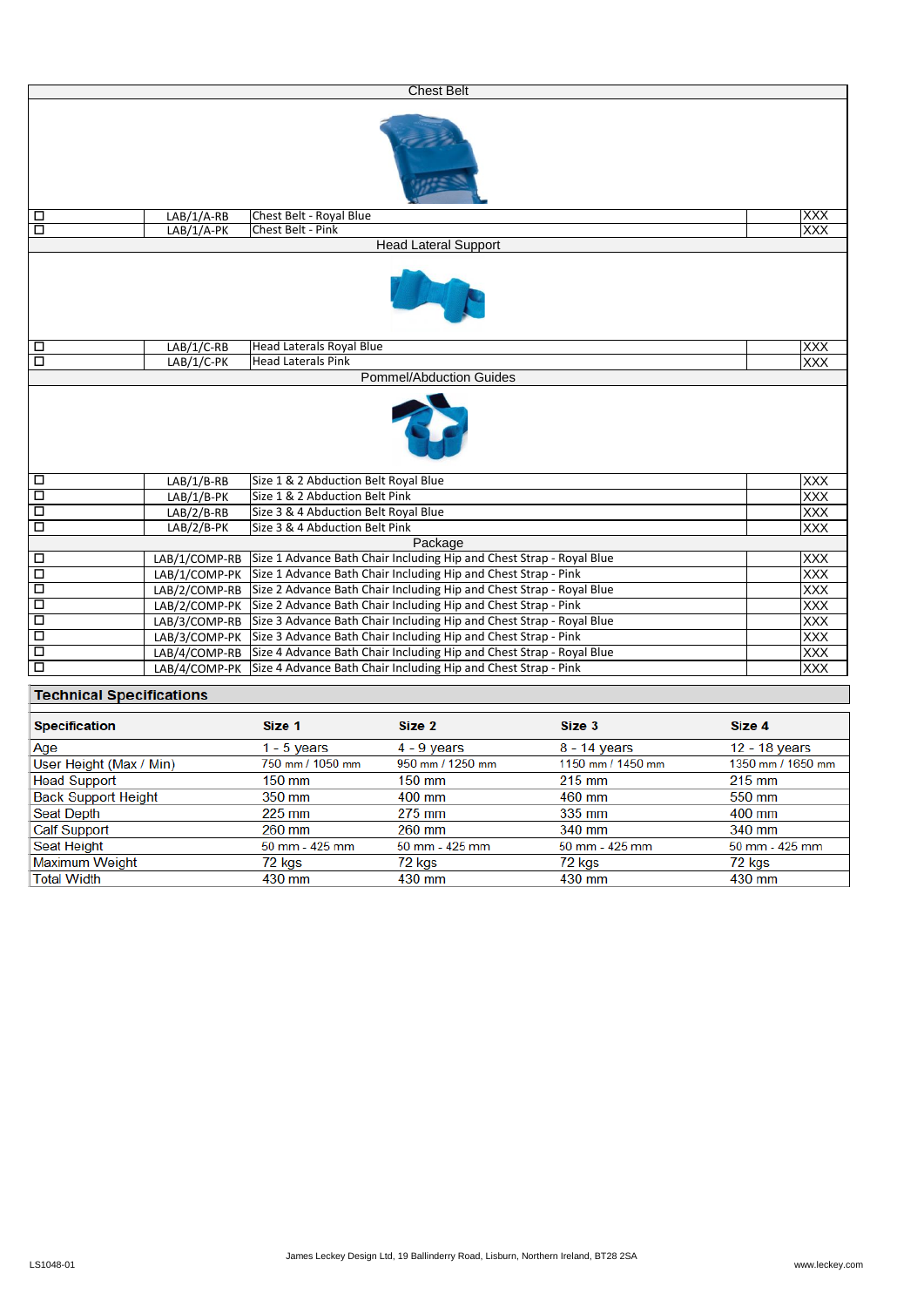| | | | | |
|---|---|---|---|---|
| **Chest Belt** | | | | |
| ☐ | LAB/1/A-RB | Chest Belt - Royal Blue | | XXX |
| ☐ | LAB/1/A-PK | Chest Belt - Pink | | XXX |
| **Head Lateral Support** | | | | |
| ☐ | LAB/1/C-RB | Head Laterals Royal Blue | | XXX |
| ☐ | LAB/1/C-PK | Head Laterals Pink | | XXX |
| **Pommel/Abduction Guides** | | | | |
| ☐ | LAB/1/B-RB | Size 1 & 2 Abduction Belt Royal Blue | | XXX |
| ☐ | LAB/1/B-PK | Size 1 & 2 Abduction Belt Pink | | XXX |
| ☐ | LAB/2/B-RB | Size 3 & 4 Abduction Belt Royal Blue | | XXX |
| ☐ | LAB/2/B-PK | Size 3 & 4 Abduction Belt Pink | | XXX |
| **Package** | | | | |
| ☐ | LAB/1/COMP-RB | Size 1 Advance Bath Chair Including Hip and Chest Strap - Royal Blue | | XXX |
| ☐ | LAB/1/COMP-PK | Size 1 Advance Bath Chair Including Hip and Chest Strap - Pink | | XXX |
| ☐ | LAB/2/COMP-RB | Size 2 Advance Bath Chair Including Hip and Chest Strap - Royal Blue | | XXX |
| ☐ | LAB/2/COMP-PK | Size 2 Advance Bath Chair Including Hip and Chest Strap - Pink | | XXX |
| ☐ | LAB/3/COMP-RB | Size 3 Advance Bath Chair Including Hip and Chest Strap - Royal Blue | | XXX |
| ☐ | LAB/3/COMP-PK | Size 3 Advance Bath Chair Including Hip and Chest Strap - Pink | | XXX |
| ☐ | LAB/4/COMP-RB | Size 4 Advance Bath Chair Including Hip and Chest Strap - Royal Blue | | XXX |
| ☐ | LAB/4/COMP-PK | Size 4 Advance Bath Chair Including Hip and Chest Strap - Pink | | XXX |

## Technical Specifications

| Specification | Size 1 | Size 2 | Size 3 | Size 4 |
|---|---|---|---|---|
| Age | 1 - 5 years | 4 - 9 years | 8 - 14 years | 12 - 18 years |
| User Height (Max / Min) | 750 mm / 1050 mm | 950 mm / 1250 mm | 1150 mm / 1450 mm | 1350 mm / 1650 mm |
| Head Support | 150 mm | 150 mm | 215 mm | 215 mm |
| Back Support Height | 350 mm | 400 mm | 460 mm | 550 mm |
| Seat Depth | 225 mm | 275 mm | 335 mm | 400 mm |
| Calf Support | 260 mm | 260 mm | 340 mm | 340 mm |
| Seat Height | 50 mm - 425 mm | 50 mm - 425 mm | 50 mm - 425 mm | 50 mm - 425 mm |
| Maximum Weight | 72 kgs | 72 kgs | 72 kgs | 72 kgs |
| Total Width | 430 mm | 430 mm | 430 mm | 430 mm |

LS1048-01

James Leckey Design Ltd, 19 Ballinderry Road, Lisburn, Northern Ireland, BT28 2SA

www.leckey.com